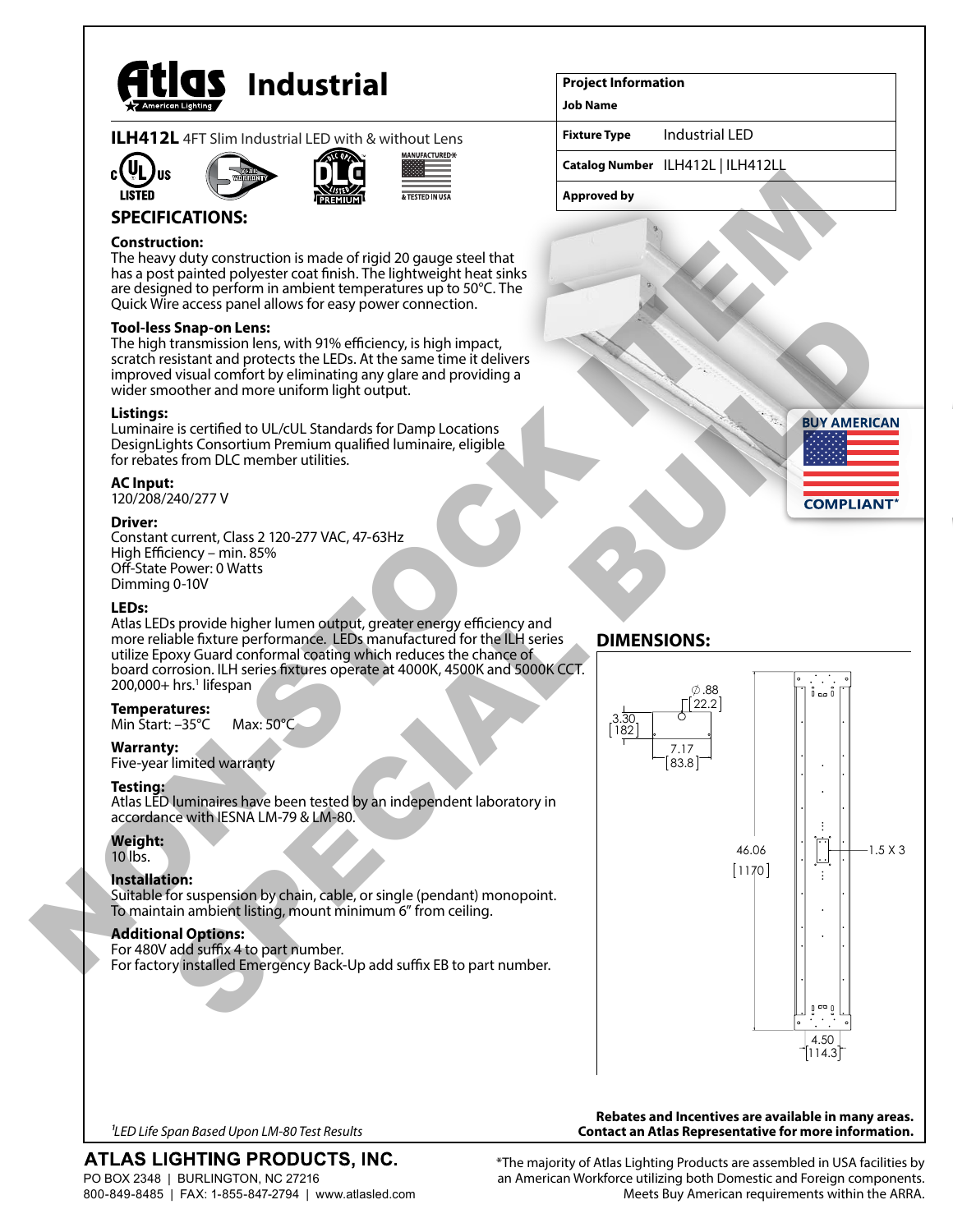# Atlas Industrial

**ILH412L** 4FT Slim Industrial LED with & without Lens

| Project Information | |
| --- | --- |
| Job Name | |
| Fixture Type | Industrial LED |
| Catalog Number | ILH412L \| ILH412LL |
| Approved by | |

NON-STOCK ITEM
SPECIAL BUILD

## SPECIFICATIONS:

**Construction:**
The heavy duty construction is made of rigid 20 gauge steel that has a post painted polyester coat finish. The lightweight heat sinks are designed to perform in ambient temperatures up to 50°C. The Quick Wire access panel allows for easy power connection.

**Tool-less Snap-on Lens:**
The high transmission lens, with 91% efficiency, is high impact, scratch resistant and protects the LEDs. At the same time it delivers improved visual comfort by eliminating any glare and providing a wider smoother and more uniform light output.

**Listings:**
Luminaire is certified to UL/cUL Standards for Damp Locations DesignLights Consortium Premium qualified luminaire, eligible for rebates from DLC member utilities.

**AC Input:**
120/208/240/277 V

**Driver:**
Constant current, Class 2 120-277 VAC, 47-63Hz
High Efficiency – min. 85%
Off-State Power: 0 Watts
Dimming 0-10V

**LEDs:**
Atlas LEDs provide higher lumen output, greater energy efficiency and more reliable fixture performance. LEDs manufactured for the ILH series utilize Epoxy Guard conformal coating which reduces the chance of board corrosion. ILH series fixtures operate at 4000K, 4500K and 5000K CCT. 200,000+ hrs.[1] lifespan

**Temperatures:**
Min Start: –35°C Max: 50°C

**Warranty:**
Five-year limited warranty

**Testing:**
Atlas LED luminaires have been tested by an independent laboratory in accordance with IESNA LM-79 & LM-80.

**Weight:**
10 lbs.

**Installation:**
Suitable for suspension by chain, cable, or single (pendant) monopoint. To maintain ambient listing, mount minimum 6" from ceiling.

**Additional Options:**
For 480V add suffix 4 to part number.
For factory installed Emergency Back-Up add suffix EB to part number.

## DIMENSIONS:

∅ .88 [22.2]
3.30 [182]
7.17 [83.8]
46.06 [1170]
1.5 X 3
4.50 [114.3]

BUY AMERICAN COMPLIANT*

**Rebates and Incentives are available in many areas. Contact an Atlas Representative for more information.**

*[1]LED Life Span Based Upon LM-80 Test Results*

**ATLAS LIGHTING PRODUCTS, INC.**
PO BOX 2348 | BURLINGTON, NC 27216
800-849-8485 | FAX: 1-855-847-2794 | www.atlasled.com

*The majority of Atlas Lighting Products are assembled in USA facilities by an American Workforce utilizing both Domestic and Foreign components. Meets Buy American requirements within the ARRA.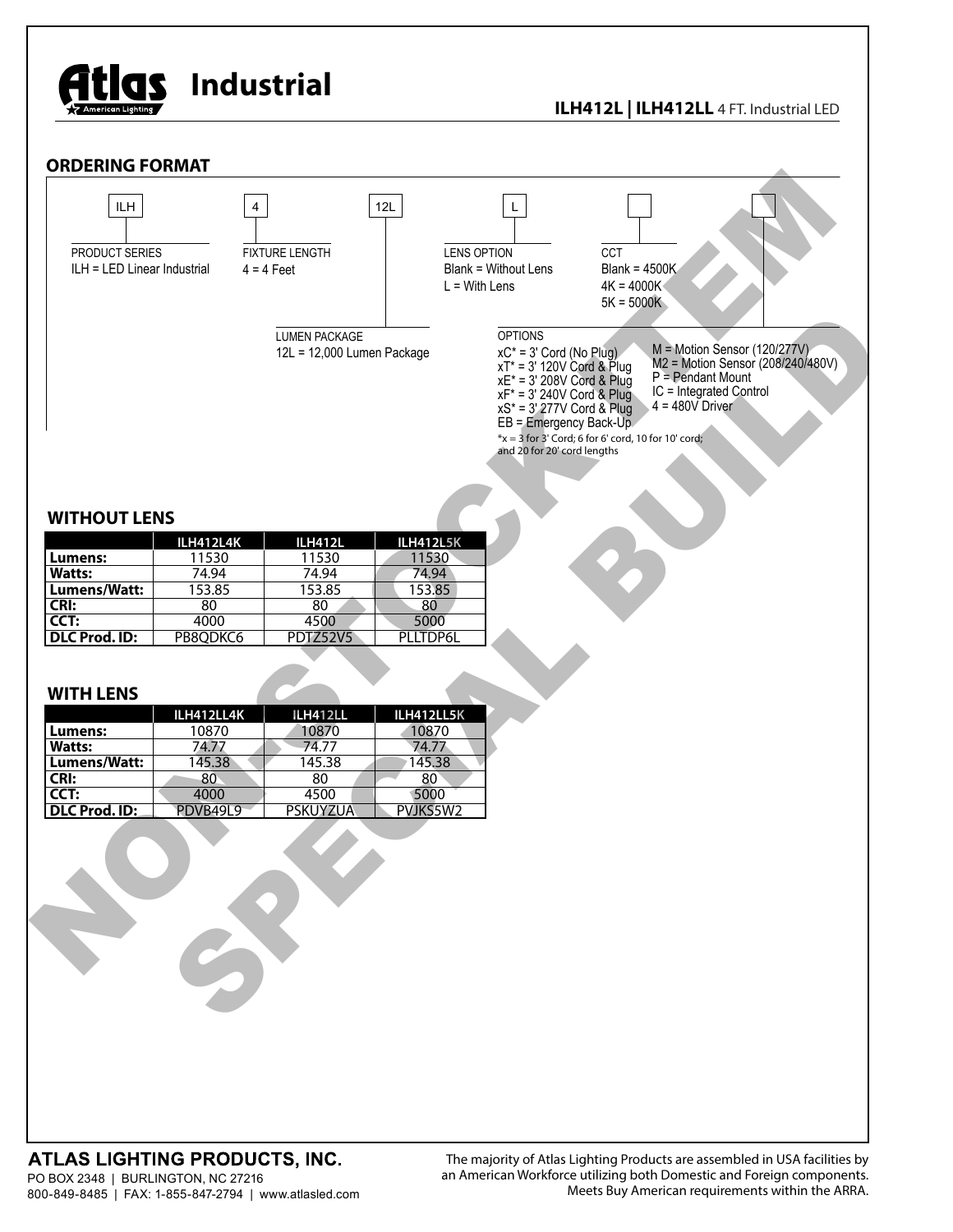# Atlas Industrial

**ILH412L | ILH412LL** 4 FT. Industrial LED

## ORDERING FORMAT

ILH | 4 | 12L | L | [ ] | [ ]

**PRODUCT SERIES**
ILH = LED Linear Industrial

**FIXTURE LENGTH**
4 = 4 Feet

**LUMEN PACKAGE**
12L = 12,000 Lumen Package

**LENS OPTION**
Blank = Without Lens
L = With Lens

**CCT**
Blank = 4500K
4K = 4000K
5K = 5000K

**OPTIONS**
xC* = 3' Cord (No Plug)
xT* = 3' 120V Cord & Plug
xE* = 3' 208V Cord & Plug
xF* = 3' 240V Cord & Plug
xS* = 3' 277V Cord & Plug
EB = Emergency Back-Up
M = Motion Sensor (120/277V)
M2 = Motion Sensor (208/240/480V)
P = Pendant Mount
IC = Integrated Control
4 = 480V Driver

*x = 3 for 3' Cord; 6 for 6' cord, 10 for 10' cord; and 20 for 20' cord lengths

NON-STOCK ITEM
SPECIAL BUILD

## WITHOUT LENS

| | ILH412L4K | ILH412L | ILH412L5K |
|---|---|---|---|
| **Lumens:** | 11530 | 11530 | 11530 |
| **Watts:** | 74.94 | 74.94 | 74.94 |
| **Lumens/Watt:** | 153.85 | 153.85 | 153.85 |
| **CRI:** | 80 | 80 | 80 |
| **CCT:** | 4000 | 4500 | 5000 |
| **DLC Prod. ID:** | PB8QDKC6 | PDTZ52V5 | PLLTDP6L |

## WITH LENS

| | ILH412LL4K | ILH412LL | ILH412LL5K |
|---|---|---|---|
| **Lumens:** | 10870 | 10870 | 10870 |
| **Watts:** | 74.77 | 74.77 | 74.77 |
| **Lumens/Watt:** | 145.38 | 145.38 | 145.38 |
| **CRI:** | 80 | 80 | 80 |
| **CCT:** | 4000 | 4500 | 5000 |
| **DLC Prod. ID:** | PDVB49L9 | PSKUYZUA | PVJKS5W2 |

**ATLAS LIGHTING PRODUCTS, INC.**
PO BOX 2348 | BURLINGTON, NC 27216
800-849-8485 | FAX: 1-855-847-2794 | www.atlasled.com

The majority of Atlas Lighting Products are assembled in USA facilities by an American Workforce utilizing both Domestic and Foreign components. Meets Buy American requirements within the ARRA.